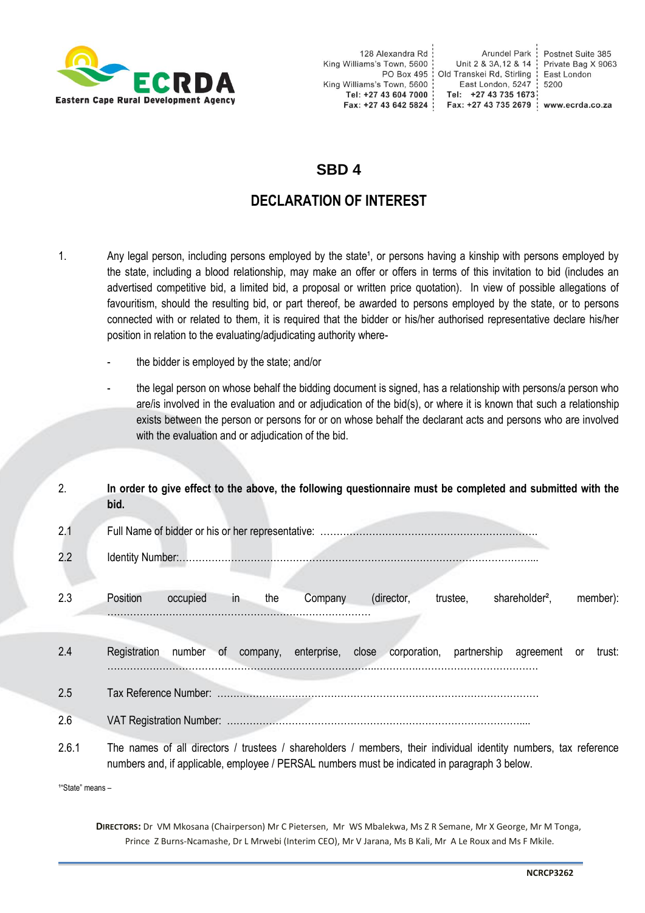128 Alexandra Rd
King Williams's Town, 5600
PO Box 495
King Williams's Town, 5600
**Tel: +27 43 604 7000**
**Fax: +27 43 642 5824**

Arundel Park
Unit 2 & 3A,12 & 14
Old Transkei Rd, Stirling
East London, 5247
**Tel: +27 43 735 1673**
**Fax: +27 43 735 2679**

Postnet Suite 385
Private Bag X 9063
East London
5200
**www.ecrda.co.za**

# SBD 4

## DECLARATION OF INTEREST

1. Any legal person, including persons employed by the state[1], or persons having a kinship with persons employed by the state, including a blood relationship, may make an offer or offers in terms of this invitation to bid (includes an advertised competitive bid, a limited bid, a proposal or written price quotation). In view of possible allegations of favouritism, should the resulting bid, or part thereof, be awarded to persons employed by the state, or to persons connected with or related to them, it is required that the bidder or his/her authorised representative declare his/her position in relation to the evaluating/adjudicating authority where-

   - the bidder is employed by the state; and/or
   - the legal person on whose behalf the bidding document is signed, has a relationship with persons/a person who are/is involved in the evaluation and or adjudication of the bid(s), or where it is known that such a relationship exists between the person or persons for or on whose behalf the declarant acts and persons who are involved with the evaluation and or adjudication of the bid.

2. **In order to give effect to the above, the following questionnaire must be completed and submitted with the bid.**

2.1 Full Name of bidder or his or her representative: ………………………………………………………….

2.2 Identity Number:……………………………………………………………………………………………...

2.3 Position occupied in the Company (director, trustee, shareholder[2], member): ……………………………………………………………………

2.4 Registration number of company, enterprise, close corporation, partnership agreement or trust: ……………………………………………………………………..…………….……………………………

2.5 Tax Reference Number: ………………………………………………………………………………………

2.6 VAT Registration Number: ………………………………………………………………………………....

2.6.1 The names of all directors / trustees / shareholders / members, their individual identity numbers, tax reference numbers and, if applicable, employee / PERSAL numbers must be indicated in paragraph 3 below.

[1]"State" means –

**Directors:** Dr VM Mkosana (Chairperson) Mr C Pietersen, Mr WS Mbalekwa, Ms Z R Semane, Mr X George, Mr M Tonga, Prince Z Burns-Ncamashe, Dr L Mrwebi (Interim CEO), Mr V Jarana, Ms B Kali, Mr A Le Roux and Ms F Mkile.

NCRCP3262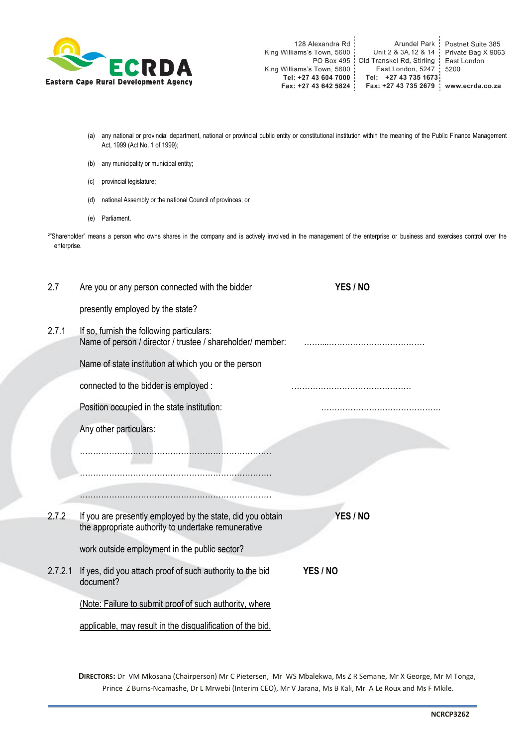(a) any national or provincial department, national or provincial public entity or constitutional institution within the meaning of the Public Finance Management Act, 1999 (Act No. 1 of 1999);

(b) any municipality or municipal entity;

(c) provincial legislature;

(d) national Assembly or the national Council of provinces; or

(e) Parliament.

[2]"Shareholder" means a person who owns shares in the company and is actively involved in the management of the enterprise or business and exercises control over the enterprise.

2.7 Are you or any person connected with the bidder presently employed by the state? **YES / NO**

2.7.1 If so, furnish the following particulars:

Name of person / director / trustee / shareholder/ member: ……....……………………………

Name of state institution at which you or the person connected to the bidder is employed : ………………………………………

Position occupied in the state institution: ………………………………………

Any other particulars:

………………………………………………………………

………………………………………………………………

………………………………………………………………

2.7.2 If you are presently employed by the state, did you obtain the appropriate authority to undertake remunerative work outside employment in the public sector? **YES / NO**

2.7.2.1 If yes, did you attach proof of such authority to the bid document? **YES / NO**

<u>(Note: Failure to submit proof of such authority, where applicable, may result in the disqualification of the bid.</u>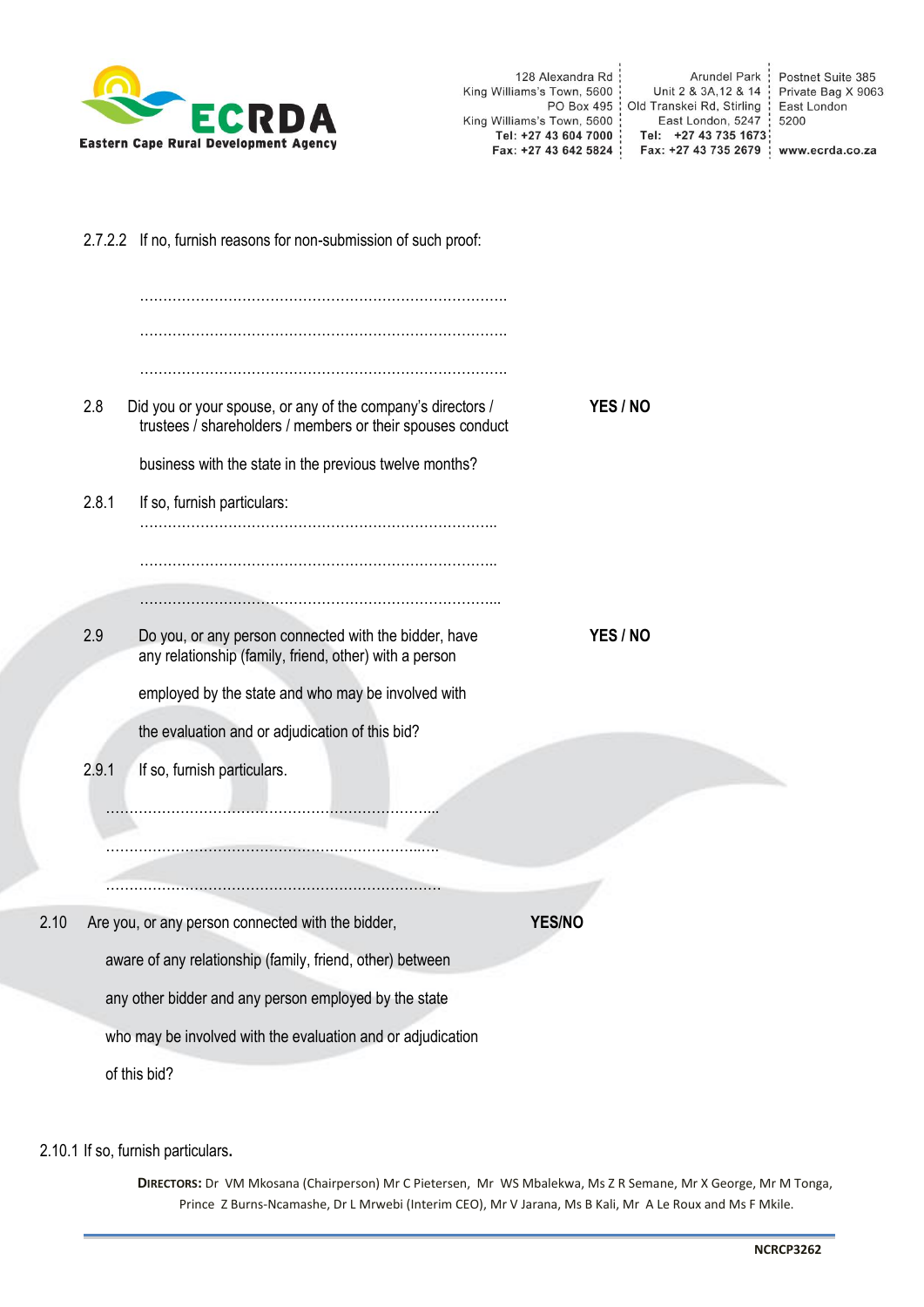2.7.2.2 If no, furnish reasons for non-submission of such proof:

…………………………………………………………………….

…………………………………………………………………….

…………………………………………………………………….

2.8 Did you or your spouse, or any of the company's directors / trustees / shareholders / members or their spouses conduct business with the state in the previous twelve months? **YES / NO**

2.8.1 If so, furnish particulars:

…………………………………………………………………..

…………………………………………………………………..

…………………………………………………………………...

2.9 Do you, or any person connected with the bidder, have any relationship (family, friend, other) with a person employed by the state and who may be involved with the evaluation and or adjudication of this bid? **YES / NO**

2.9.1 If so, furnish particulars.

……………………………………………………………...

…………………………………………………………..…..

……………………………………………………………….

2.10 Are you, or any person connected with the bidder, aware of any relationship (family, friend, other) between any other bidder and any person employed by the state who may be involved with the evaluation and or adjudication of this bid? **YES/NO**

2.10.1 If so, furnish particulars.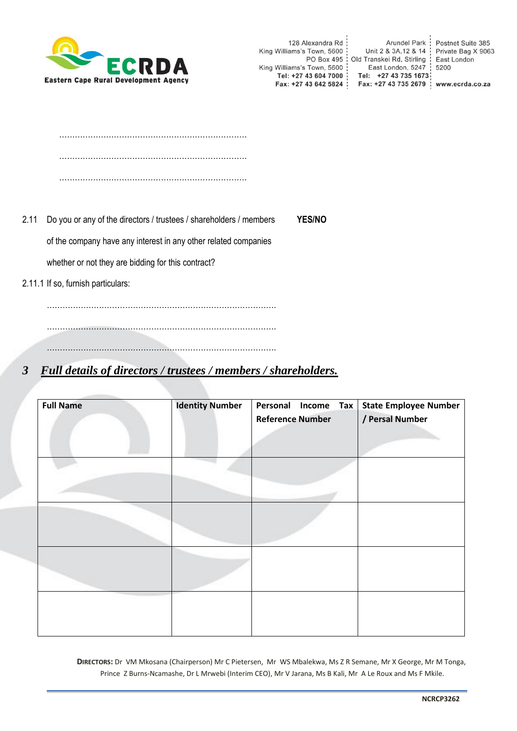.......................................................................

.......................................................................

.......................................................................

2.11 Do you or any of the directors / trustees / shareholders / members of the company have any interest in any other related companies whether or not they are bidding for this contract? **YES/NO**

2.11.1 If so, furnish particulars:

.......................................................................................

.......................................................................................

.......................................................................................

## *3 Full details of directors / trustees / members / shareholders.*

| Full Name | Identity Number | Personal Income Tax Reference Number | State Employee Number / Persal Number |
|---|---|---|---|
| | | | |
| | | | |
| | | | |
| | | | |

**DIRECTORS:** Dr VM Mkosana (Chairperson) Mr C Pietersen, Mr WS Mbalekwa, Ms Z R Semane, Mr X George, Mr M Tonga, Prince Z Burns-Ncamashe, Dr L Mrwebi (Interim CEO), Mr V Jarana, Ms B Kali, Mr A Le Roux and Ms F Mkile.

**NCRCP3262**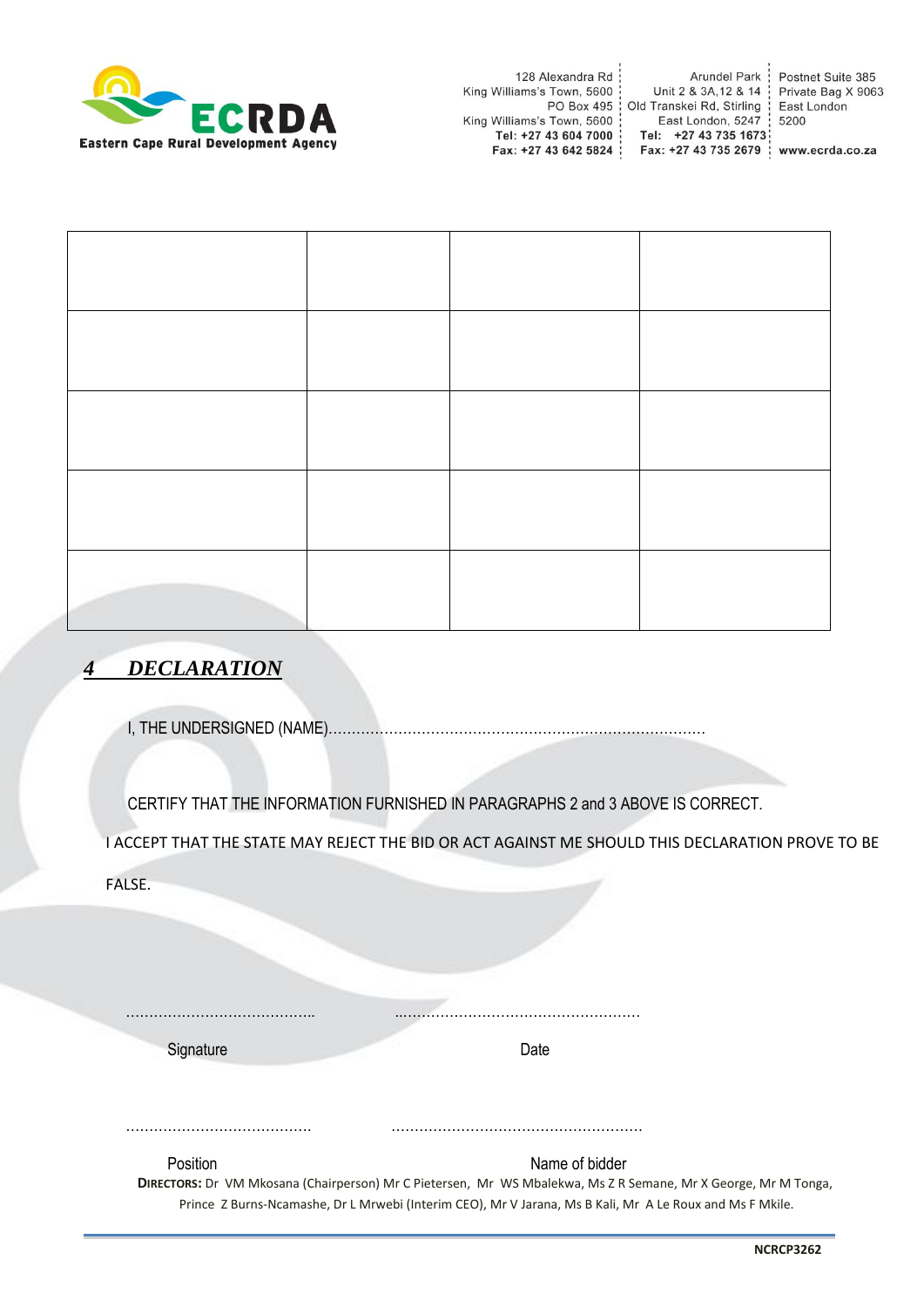| | | | |
|---|---|---|---|
| | | | |
| | | | |
| | | | |
| | | | |
| | | | |

## *4 DECLARATION*

I, THE UNDERSIGNED (NAME)……………………………………………………………………

CERTIFY THAT THE INFORMATION FURNISHED IN PARAGRAPHS 2 and 3 ABOVE IS CORRECT.

I ACCEPT THAT THE STATE MAY REJECT THE BID OR ACT AGAINST ME SHOULD THIS DECLARATION PROVE TO BE FALSE.

………………………………….. ……………………………………………

Signature Date

…………………………………. ……………………………………………

Position Name of bidder